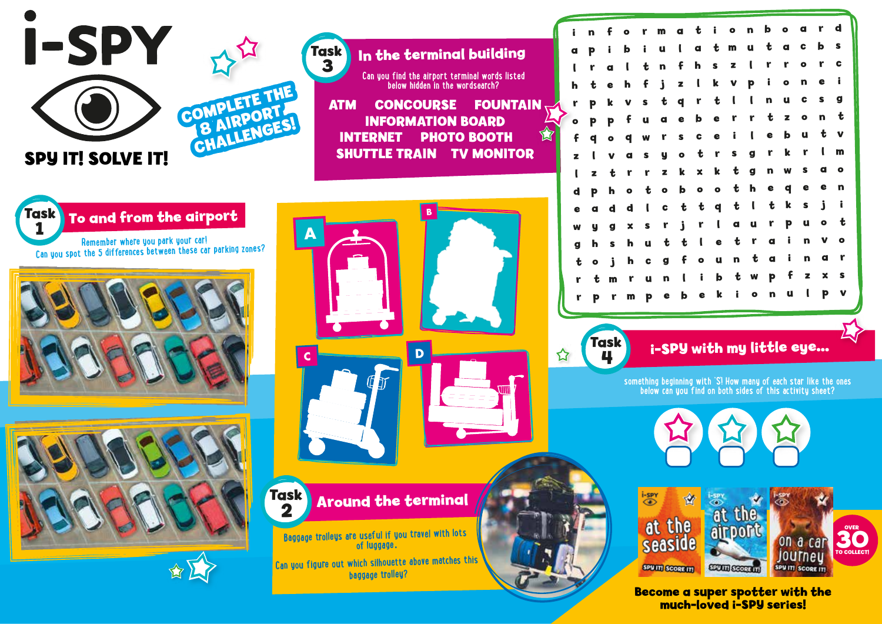# i-SPY

SPY IT! SOLVE IT!

COMPLETE THE 8 AIRPORT CHALLENGES!

## Task 3: In the terminal building

Can you find the airport terminal words listed below hidden in the wordsearch?

ATM CONCOURSE FOUNTAIN INFORMATION BOARD INTERNET PHOTO BOOTH SHUTTLE TRAIN TV MONITOR

```
i n f o r m a t i o n b o a r d
a p i b i u l a t m u t a c b s
l r a l t n f h s z l r r o r c
h t e h f j z l k v p i o n e i
r p k v s t q r t l l n u c s g
o p p f u a e b e r r t z o n t
f q o q w r s c e i l e b u t v
z l v a s y o t r s g r k r l m
l z t r r z k x k t g n w s a o
d p h o t o b o o t h e q e e n
e a d d l c t t q t l t k s j i
w y g x s r j r l a u r p u o t
g h s h u t t l e t r a i n v o
t o j h c g f o u n t a i n a r
r t m r u n l i b t w p f z x s
r p r m p e b e k i o n u l p v
```

## Task 1: To and from the airport

Remember where you park your car!
Can you spot the 5 differences between these car parking zones?

## Task 2: Around the terminal

Baggage trolleys are useful if you travel with lots of luggage.

Can you figure out which silhouette above matches this baggage trolley?

A B C D

## Task 4: i-SPY with my little eye...

something beginning with 'S'! How many of each star like the ones below can you find on both sides of this activity sheet?

i-SPY at the seaside — SPY IT! SCORE IT!
i-SPY at the airport — SPY IT! SCORE IT!
i-SPY on a car journey — SPY IT! SCORE IT!

OVER 30 TO COLLECT!

**Become a super spotter with the much-loved i-SPY series!**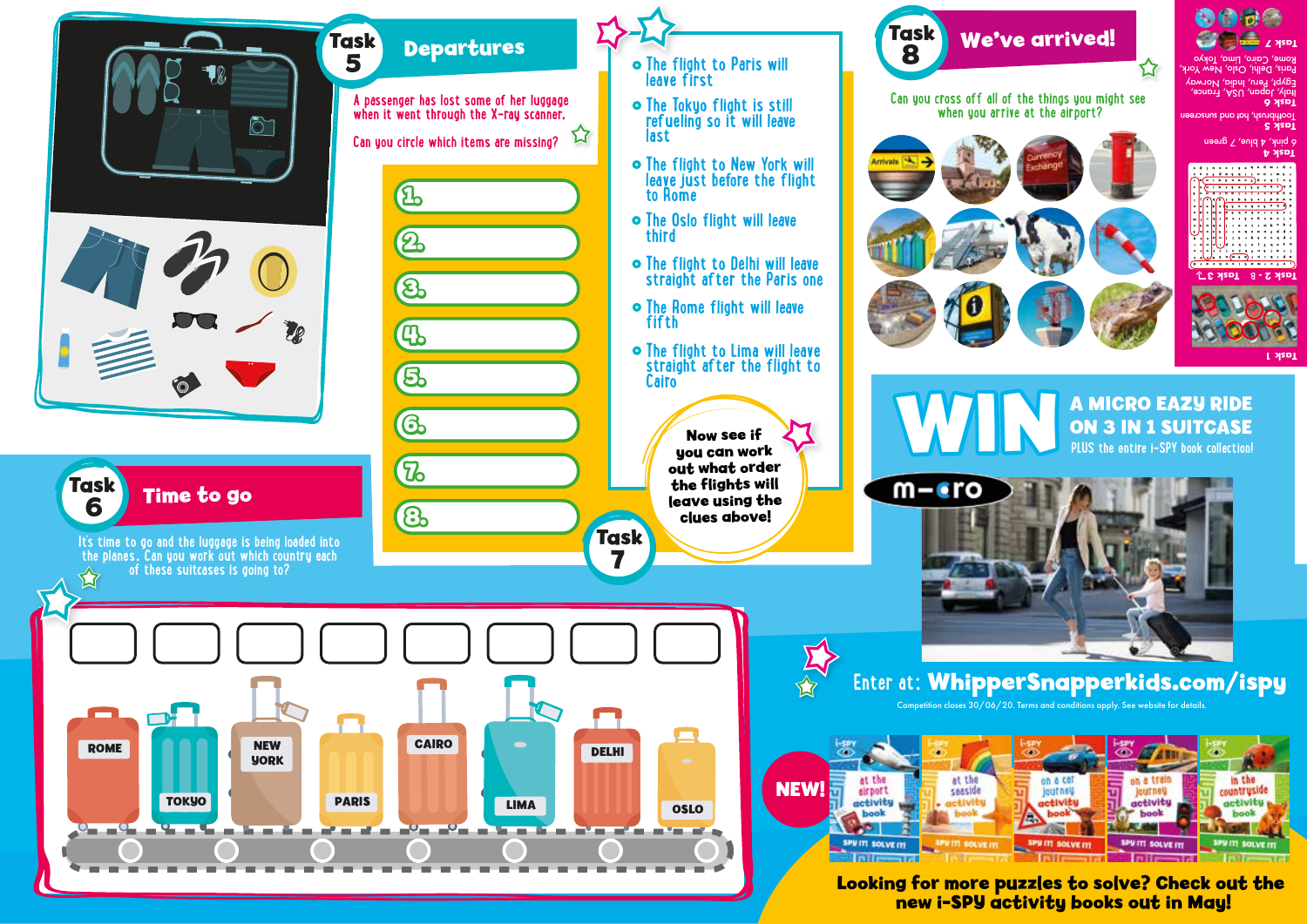## Task 5 Departures

A passenger has lost some of her luggage when it went through the X-ray scanner.

Can you circle which items are missing?

## Task 7

1.
2.
3.
4.
5.
6.
7.
8.

- The flight to Paris will leave first
- The Tokyo flight is still refueling so it will leave last
- The flight to New York will leave just before the flight to Rome
- The Oslo flight will leave third
- The flight to Delhi will leave straight after the Paris one
- The Rome flight will leave fifth
- The flight to Lima will leave straight after the flight to Cairo

Now see if you can work out what order the flights will leave using the clues above!

## Task 6 Time to go

It's time to go and the luggage is being loaded into the planes. Can you work out which country each of these suitcases is going to?

ROME
TOKYO
NEW YORK
PARIS
CAIRO
LIMA
DELHI
OSLO

## Task 8 We've arrived!

Can you cross off all of the things you might see when you arrive at the airport?

Arrivals

Currency Exchange

### Answers

Task 1

Task 2 - 8 Task 3

Task 4
6 pink, 4 blue, 7 green

Task 5
Toothbrush, hat and sunscreen

Task 6
Italy, Japan, USA, France, Egypt, Peru, India, Norway

Task 7
Paris, Delhi, Oslo, New York, Rome, Cairo, Lima, Tokyo

# WIN

## A MICRO EAZY RIDE ON 3 IN 1 SUITCASE

PLUS the entire i-SPY book collection!

m-cro

Enter at: **WhipperSnapperkids.com/ispy**

Competition closes 30/06/20. Terms and conditions apply. See website for details.

NEW!

i-SPY at the airport activity book
i-SPY at the seaside activity book
i-SPY on a car journey activity book
i-SPY on a train journey activity book
i-SPY in the countryside activity book

**Looking for more puzzles to solve? Check out the new i-SPY activity books out in May!**